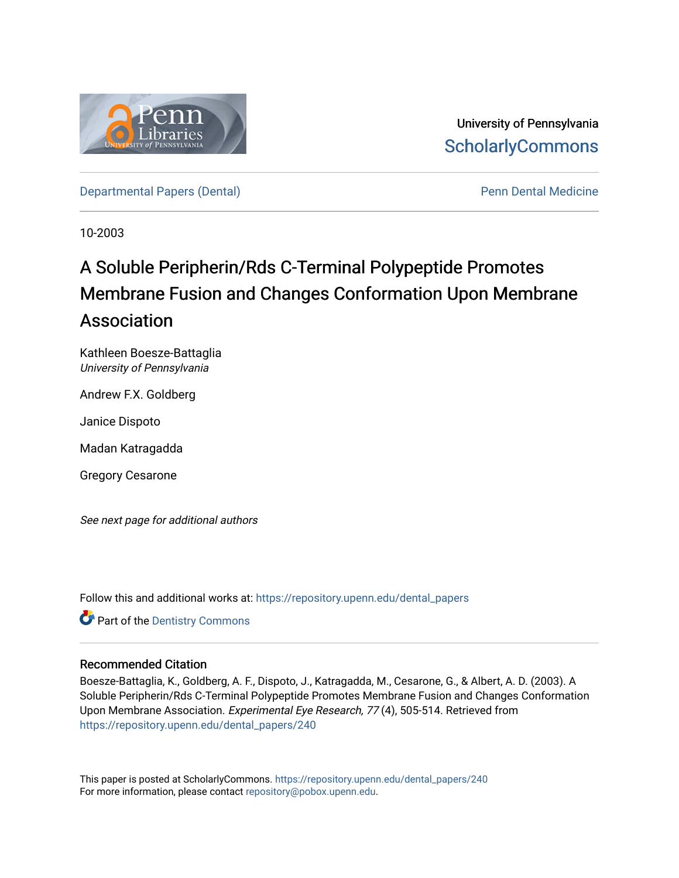University of Pennsylvania
ScholarlyCommons

Departmental Papers (Dental) | Penn Dental Medicine

10-2003

# A Soluble Peripherin/Rds C-Terminal Polypeptide Promotes Membrane Fusion and Changes Conformation Upon Membrane Association

Kathleen Boesze-Battaglia
*University of Pennsylvania*

Andrew F.X. Goldberg

Janice Dispoto

Madan Katragadda

Gregory Cesarone

*See next page for additional authors*

Follow this and additional works at: https://repository.upenn.edu/dental_papers

Part of the Dentistry Commons

## Recommended Citation

Boesze-Battaglia, K., Goldberg, A. F., Dispoto, J., Katragadda, M., Cesarone, G., & Albert, A. D. (2003). A Soluble Peripherin/Rds C-Terminal Polypeptide Promotes Membrane Fusion and Changes Conformation Upon Membrane Association. *Experimental Eye Research, 77* (4), 505-514. Retrieved from https://repository.upenn.edu/dental_papers/240

This paper is posted at ScholarlyCommons. https://repository.upenn.edu/dental_papers/240
For more information, please contact repository@pobox.upenn.edu.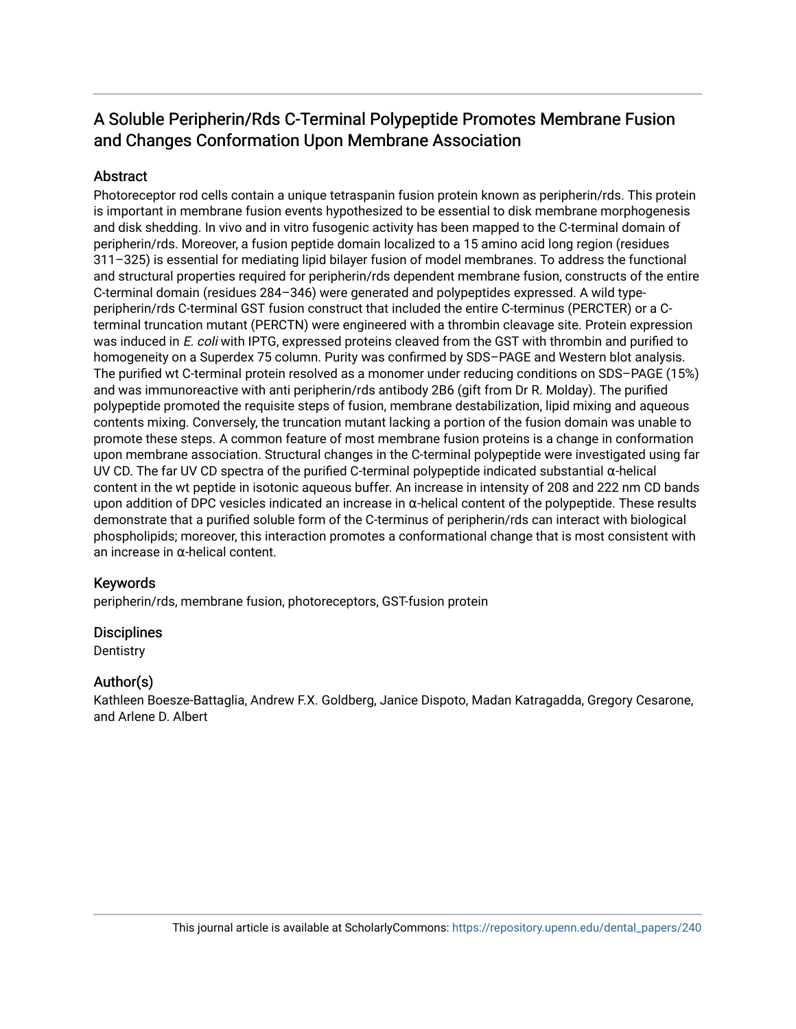# A Soluble Peripherin/Rds C-Terminal Polypeptide Promotes Membrane Fusion and Changes Conformation Upon Membrane Association

## Abstract

Photoreceptor rod cells contain a unique tetraspanin fusion protein known as peripherin/rds. This protein is important in membrane fusion events hypothesized to be essential to disk membrane morphogenesis and disk shedding. In vivo and in vitro fusogenic activity has been mapped to the C-terminal domain of peripherin/rds. Moreover, a fusion peptide domain localized to a 15 amino acid long region (residues 311–325) is essential for mediating lipid bilayer fusion of model membranes. To address the functional and structural properties required for peripherin/rds dependent membrane fusion, constructs of the entire C-terminal domain (residues 284–346) were generated and polypeptides expressed. A wild type-peripherin/rds C-terminal GST fusion construct that included the entire C-terminus (PERCTER) or a C-terminal truncation mutant (PERCTN) were engineered with a thrombin cleavage site. Protein expression was induced in *E. coli* with IPTG, expressed proteins cleaved from the GST with thrombin and purified to homogeneity on a Superdex 75 column. Purity was confirmed by SDS–PAGE and Western blot analysis. The purified wt C-terminal protein resolved as a monomer under reducing conditions on SDS–PAGE (15%) and was immunoreactive with anti peripherin/rds antibody 2B6 (gift from Dr R. Molday). The purified polypeptide promoted the requisite steps of fusion, membrane destabilization, lipid mixing and aqueous contents mixing. Conversely, the truncation mutant lacking a portion of the fusion domain was unable to promote these steps. A common feature of most membrane fusion proteins is a change in conformation upon membrane association. Structural changes in the C-terminal polypeptide were investigated using far UV CD. The far UV CD spectra of the purified C-terminal polypeptide indicated substantial α-helical content in the wt peptide in isotonic aqueous buffer. An increase in intensity of 208 and 222 nm CD bands upon addition of DPC vesicles indicated an increase in α-helical content of the polypeptide. These results demonstrate that a purified soluble form of the C-terminus of peripherin/rds can interact with biological phospholipids; moreover, this interaction promotes a conformational change that is most consistent with an increase in α-helical content.

## Keywords

peripherin/rds, membrane fusion, photoreceptors, GST-fusion protein

## Disciplines

Dentistry

## Author(s)

Kathleen Boesze-Battaglia, Andrew F.X. Goldberg, Janice Dispoto, Madan Katragadda, Gregory Cesarone, and Arlene D. Albert

This journal article is available at ScholarlyCommons: https://repository.upenn.edu/dental_papers/240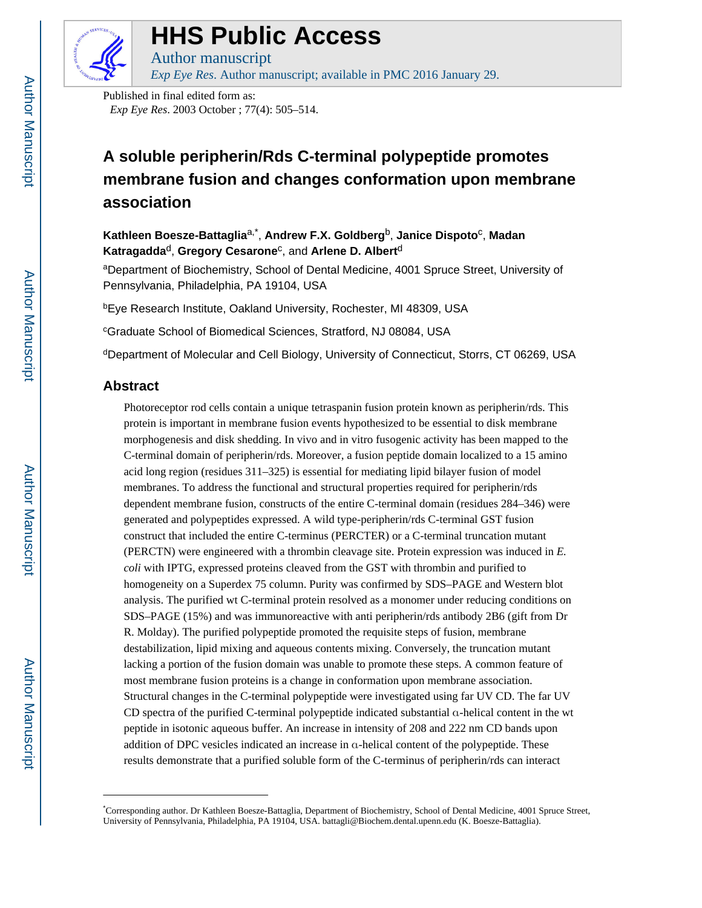# A soluble peripherin/Rds C-terminal polypeptide promotes membrane fusion and changes conformation upon membrane association

**Kathleen Boesze-Battaglia**[a,*], **Andrew F.X. Goldberg**[b], **Janice Dispoto**[c], **Madan Katragadda**[d], **Gregory Cesarone**[c], and **Arlene D. Albert**[d]

[a]Department of Biochemistry, School of Dental Medicine, 4001 Spruce Street, University of Pennsylvania, Philadelphia, PA 19104, USA

[b]Eye Research Institute, Oakland University, Rochester, MI 48309, USA

[c]Graduate School of Biomedical Sciences, Stratford, NJ 08084, USA

[d]Department of Molecular and Cell Biology, University of Connecticut, Storrs, CT 06269, USA

## Abstract

Photoreceptor rod cells contain a unique tetraspanin fusion protein known as peripherin/rds. This protein is important in membrane fusion events hypothesized to be essential to disk membrane morphogenesis and disk shedding. In vivo and in vitro fusogenic activity has been mapped to the C-terminal domain of peripherin/rds. Moreover, a fusion peptide domain localized to a 15 amino acid long region (residues 311–325) is essential for mediating lipid bilayer fusion of model membranes. To address the functional and structural properties required for peripherin/rds dependent membrane fusion, constructs of the entire C-terminal domain (residues 284–346) were generated and polypeptides expressed. A wild type-peripherin/rds C-terminal GST fusion construct that included the entire C-terminus (PERCTER) or a C-terminal truncation mutant (PERCTN) were engineered with a thrombin cleavage site. Protein expression was induced in *E. coli* with IPTG, expressed proteins cleaved from the GST with thrombin and purified to homogeneity on a Superdex 75 column. Purity was confirmed by SDS–PAGE and Western blot analysis. The purified wt C-terminal protein resolved as a monomer under reducing conditions on SDS–PAGE (15%) and was immunoreactive with anti peripherin/rds antibody 2B6 (gift from Dr R. Molday). The purified polypeptide promoted the requisite steps of fusion, membrane destabilization, lipid mixing and aqueous contents mixing. Conversely, the truncation mutant lacking a portion of the fusion domain was unable to promote these steps. A common feature of most membrane fusion proteins is a change in conformation upon membrane association. Structural changes in the C-terminal polypeptide were investigated using far UV CD. The far UV CD spectra of the purified C-terminal polypeptide indicated substantial α-helical content in the wt peptide in isotonic aqueous buffer. An increase in intensity of 208 and 222 nm CD bands upon addition of DPC vesicles indicated an increase in α-helical content of the polypeptide. These results demonstrate that a purified soluble form of the C-terminus of peripherin/rds can interact

*Corresponding author. Dr Kathleen Boesze-Battaglia, Department of Biochemistry, School of Dental Medicine, 4001 Spruce Street, University of Pennsylvania, Philadelphia, PA 19104, USA. battagli@Biochem.dental.upenn.edu (K. Boesze-Battaglia).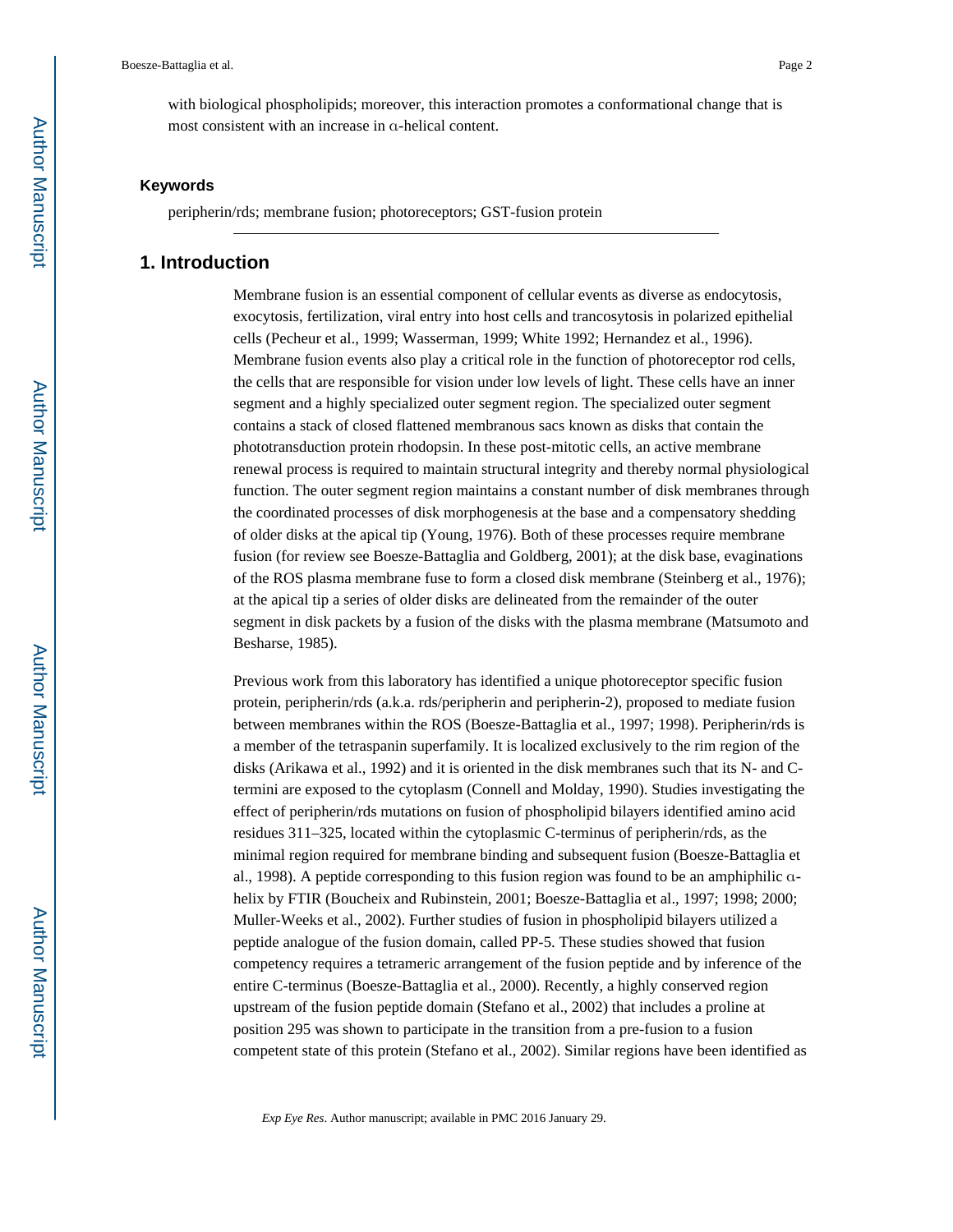with biological phospholipids; moreover, this interaction promotes a conformational change that is most consistent with an increase in α-helical content.

### Keywords

peripherin/rds; membrane fusion; photoreceptors; GST-fusion protein

## 1. Introduction

Membrane fusion is an essential component of cellular events as diverse as endocytosis, exocytosis, fertilization, viral entry into host cells and trancosytosis in polarized epithelial cells (Pecheur et al., 1999; Wasserman, 1999; White 1992; Hernandez et al., 1996). Membrane fusion events also play a critical role in the function of photoreceptor rod cells, the cells that are responsible for vision under low levels of light. These cells have an inner segment and a highly specialized outer segment region. The specialized outer segment contains a stack of closed flattened membranous sacs known as disks that contain the phototransduction protein rhodopsin. In these post-mitotic cells, an active membrane renewal process is required to maintain structural integrity and thereby normal physiological function. The outer segment region maintains a constant number of disk membranes through the coordinated processes of disk morphogenesis at the base and a compensatory shedding of older disks at the apical tip (Young, 1976). Both of these processes require membrane fusion (for review see Boesze-Battaglia and Goldberg, 2001); at the disk base, evaginations of the ROS plasma membrane fuse to form a closed disk membrane (Steinberg et al., 1976); at the apical tip a series of older disks are delineated from the remainder of the outer segment in disk packets by a fusion of the disks with the plasma membrane (Matsumoto and Besharse, 1985).

Previous work from this laboratory has identified a unique photoreceptor specific fusion protein, peripherin/rds (a.k.a. rds/peripherin and peripherin-2), proposed to mediate fusion between membranes within the ROS (Boesze-Battaglia et al., 1997; 1998). Peripherin/rds is a member of the tetraspanin superfamily. It is localized exclusively to the rim region of the disks (Arikawa et al., 1992) and it is oriented in the disk membranes such that its N- and C-termini are exposed to the cytoplasm (Connell and Molday, 1990). Studies investigating the effect of peripherin/rds mutations on fusion of phospholipid bilayers identified amino acid residues 311–325, located within the cytoplasmic C-terminus of peripherin/rds, as the minimal region required for membrane binding and subsequent fusion (Boesze-Battaglia et al., 1998). A peptide corresponding to this fusion region was found to be an amphiphilic α-helix by FTIR (Boucheix and Rubinstein, 2001; Boesze-Battaglia et al., 1997; 1998; 2000; Muller-Weeks et al., 2002). Further studies of fusion in phospholipid bilayers utilized a peptide analogue of the fusion domain, called PP-5. These studies showed that fusion competency requires a tetrameric arrangement of the fusion peptide and by inference of the entire C-terminus (Boesze-Battaglia et al., 2000). Recently, a highly conserved region upstream of the fusion peptide domain (Stefano et al., 2002) that includes a proline at position 295 was shown to participate in the transition from a pre-fusion to a fusion competent state of this protein (Stefano et al., 2002). Similar regions have been identified as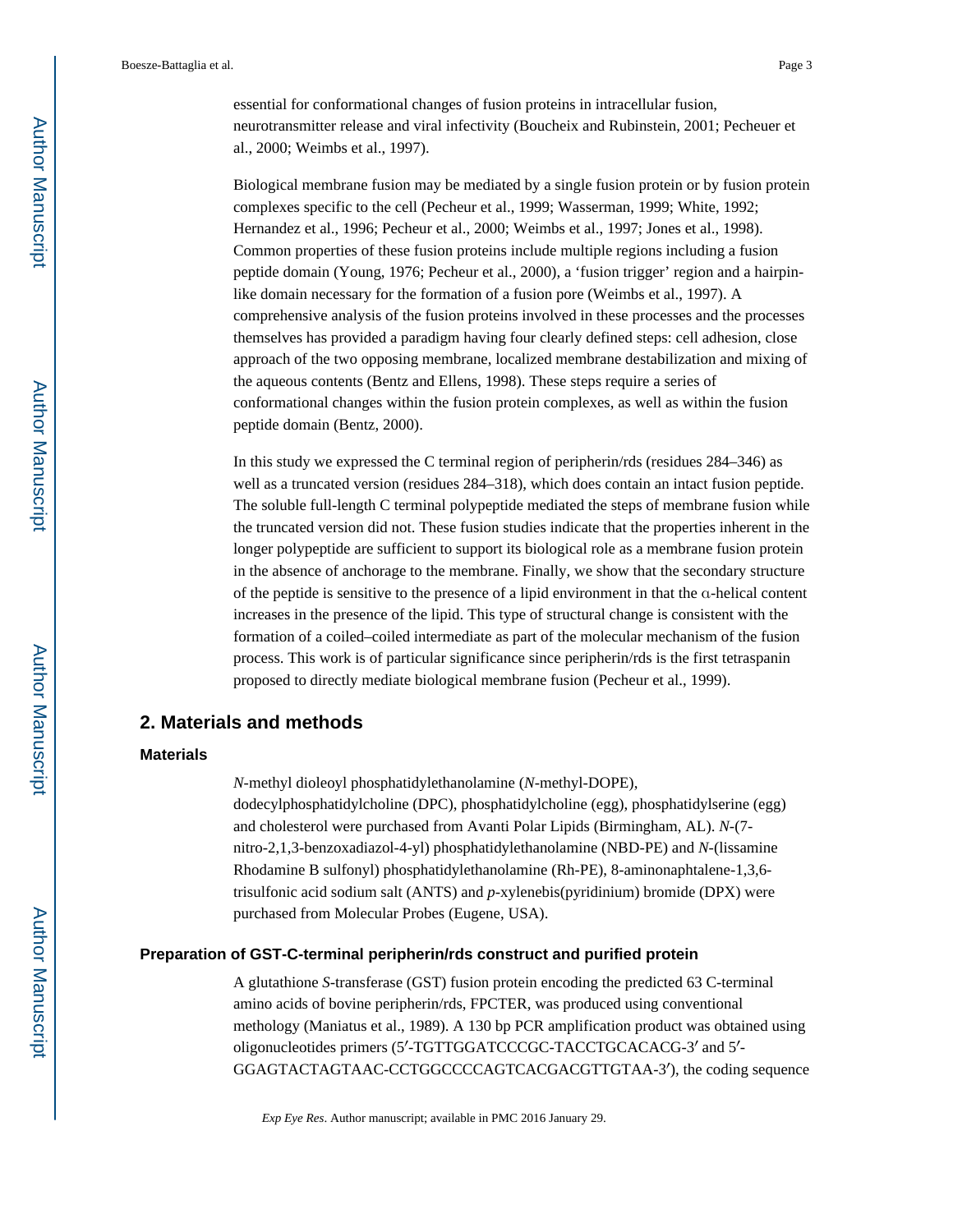essential for conformational changes of fusion proteins in intracellular fusion, neurotransmitter release and viral infectivity (Boucheix and Rubinstein, 2001; Pecheuer et al., 2000; Weimbs et al., 1997).

Biological membrane fusion may be mediated by a single fusion protein or by fusion protein complexes specific to the cell (Pecheur et al., 1999; Wasserman, 1999; White, 1992; Hernandez et al., 1996; Pecheur et al., 2000; Weimbs et al., 1997; Jones et al., 1998). Common properties of these fusion proteins include multiple regions including a fusion peptide domain (Young, 1976; Pecheur et al., 2000), a 'fusion trigger' region and a hairpin-like domain necessary for the formation of a fusion pore (Weimbs et al., 1997). A comprehensive analysis of the fusion proteins involved in these processes and the processes themselves has provided a paradigm having four clearly defined steps: cell adhesion, close approach of the two opposing membrane, localized membrane destabilization and mixing of the aqueous contents (Bentz and Ellens, 1998). These steps require a series of conformational changes within the fusion protein complexes, as well as within the fusion peptide domain (Bentz, 2000).

In this study we expressed the C terminal region of peripherin/rds (residues 284–346) as well as a truncated version (residues 284–318), which does contain an intact fusion peptide. The soluble full-length C terminal polypeptide mediated the steps of membrane fusion while the truncated version did not. These fusion studies indicate that the properties inherent in the longer polypeptide are sufficient to support its biological role as a membrane fusion protein in the absence of anchorage to the membrane. Finally, we show that the secondary structure of the peptide is sensitive to the presence of a lipid environment in that the α-helical content increases in the presence of the lipid. This type of structural change is consistent with the formation of a coiled–coiled intermediate as part of the molecular mechanism of the fusion process. This work is of particular significance since peripherin/rds is the first tetraspanin proposed to directly mediate biological membrane fusion (Pecheur et al., 1999).

## 2. Materials and methods

### Materials

*N*-methyl dioleoyl phosphatidylethanolamine (*N*-methyl-DOPE), dodecylphosphatidylcholine (DPC), phosphatidylcholine (egg), phosphatidylserine (egg) and cholesterol were purchased from Avanti Polar Lipids (Birmingham, AL). *N*-(7-nitro-2,1,3-benzoxadiazol-4-yl) phosphatidylethanolamine (NBD-PE) and *N*-(lissamine Rhodamine B sulfonyl) phosphatidylethanolamine (Rh-PE), 8-aminonaphtalene-1,3,6-trisulfonic acid sodium salt (ANTS) and *p*-xylenebis(pyridinium) bromide (DPX) were purchased from Molecular Probes (Eugene, USA).

### Preparation of GST-C-terminal peripherin/rds construct and purified protein

A glutathione *S*-transferase (GST) fusion protein encoding the predicted 63 C-terminal amino acids of bovine peripherin/rds, FPCTER, was produced using conventional methology (Maniatus et al., 1989). A 130 bp PCR amplification product was obtained using oligonucleotides primers (5′-TGTTGGATCCCGC-TACCTGCACACG-3′ and 5′-GGAGTACTAGTAAC-CCTGGCCCCAGTCACGACGTTGTAA-3′), the coding sequence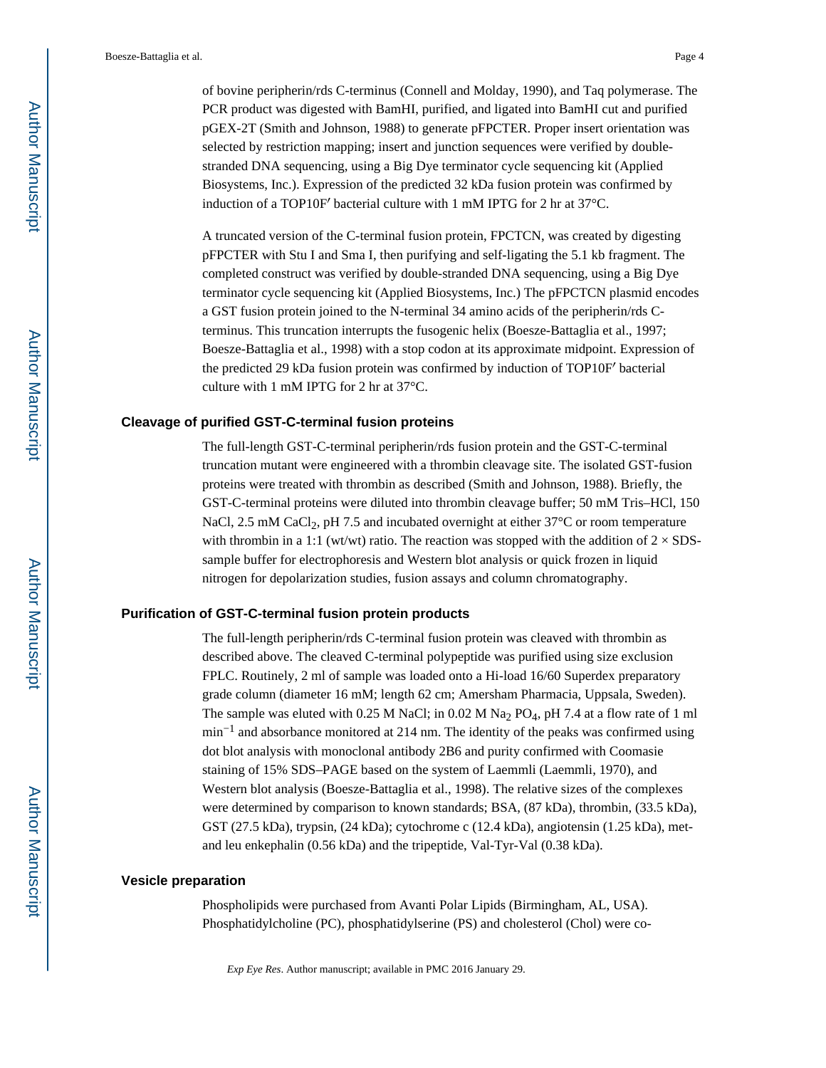of bovine peripherin/rds C-terminus (Connell and Molday, 1990), and Taq polymerase. The PCR product was digested with BamHI, purified, and ligated into BamHI cut and purified pGEX-2T (Smith and Johnson, 1988) to generate pFPCTER. Proper insert orientation was selected by restriction mapping; insert and junction sequences were verified by double-stranded DNA sequencing, using a Big Dye terminator cycle sequencing kit (Applied Biosystems, Inc.). Expression of the predicted 32 kDa fusion protein was confirmed by induction of a TOP10F′ bacterial culture with 1 mM IPTG for 2 hr at 37°C.

A truncated version of the C-terminal fusion protein, FPCTCN, was created by digesting pFPCTER with Stu I and Sma I, then purifying and self-ligating the 5.1 kb fragment. The completed construct was verified by double-stranded DNA sequencing, using a Big Dye terminator cycle sequencing kit (Applied Biosystems, Inc.) The pFPCTCN plasmid encodes a GST fusion protein joined to the N-terminal 34 amino acids of the peripherin/rds C-terminus. This truncation interrupts the fusogenic helix (Boesze-Battaglia et al., 1997; Boesze-Battaglia et al., 1998) with a stop codon at its approximate midpoint. Expression of the predicted 29 kDa fusion protein was confirmed by induction of TOP10F′ bacterial culture with 1 mM IPTG for 2 hr at 37°C.

### Cleavage of purified GST-C-terminal fusion proteins

The full-length GST-C-terminal peripherin/rds fusion protein and the GST-C-terminal truncation mutant were engineered with a thrombin cleavage site. The isolated GST-fusion proteins were treated with thrombin as described (Smith and Johnson, 1988). Briefly, the GST-C-terminal proteins were diluted into thrombin cleavage buffer; 50 mM Tris–HCl, 150 NaCl, 2.5 mM $CaCl_2$, pH 7.5 and incubated overnight at either 37°C or room temperature with thrombin in a 1:1 (wt/wt) ratio. The reaction was stopped with the addition of 2 × SDS-sample buffer for electrophoresis and Western blot analysis or quick frozen in liquid nitrogen for depolarization studies, fusion assays and column chromatography.

### Purification of GST-C-terminal fusion protein products

The full-length peripherin/rds C-terminal fusion protein was cleaved with thrombin as described above. The cleaved C-terminal polypeptide was purified using size exclusion FPLC. Routinely, 2 ml of sample was loaded onto a Hi-load 16/60 Superdex preparatory grade column (diameter 16 mM; length 62 cm; Amersham Pharmacia, Uppsala, Sweden). The sample was eluted with 0.25 M NaCl; in 0.02 M $Na_2$ $PO_4$, pH 7.4 at a flow rate of 1 ml $min^{-1}$ and absorbance monitored at 214 nm. The identity of the peaks was confirmed using dot blot analysis with monoclonal antibody 2B6 and purity confirmed with Coomasie staining of 15% SDS–PAGE based on the system of Laemmli (Laemmli, 1970), and Western blot analysis (Boesze-Battaglia et al., 1998). The relative sizes of the complexes were determined by comparison to known standards; BSA, (87 kDa), thrombin, (33.5 kDa), GST (27.5 kDa), trypsin, (24 kDa); cytochrome c (12.4 kDa), angiotensin (1.25 kDa), met- and leu enkephalin (0.56 kDa) and the tripeptide, Val-Tyr-Val (0.38 kDa).

### Vesicle preparation

Phospholipids were purchased from Avanti Polar Lipids (Birmingham, AL, USA). Phosphatidylcholine (PC), phosphatidylserine (PS) and cholesterol (Chol) were co-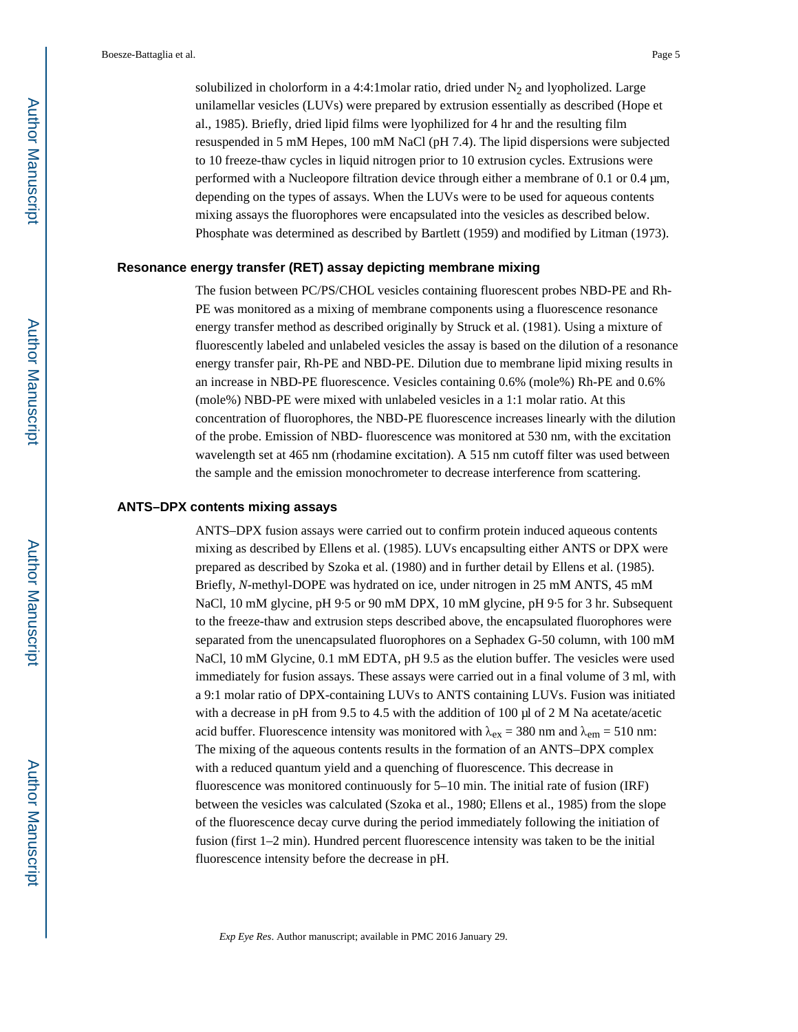solubilized in cholorform in a 4:4:1molar ratio, dried under $N_2$ and lyopholized. Large unilamellar vesicles (LUVs) were prepared by extrusion essentially as described (Hope et al., 1985). Briefly, dried lipid films were lyophilized for 4 hr and the resulting film resuspended in 5 mM Hepes, 100 mM NaCl (pH 7.4). The lipid dispersions were subjected to 10 freeze-thaw cycles in liquid nitrogen prior to 10 extrusion cycles. Extrusions were performed with a Nucleopore filtration device through either a membrane of 0.1 or 0.4 μm, depending on the types of assays. When the LUVs were to be used for aqueous contents mixing assays the fluorophores were encapsulated into the vesicles as described below. Phosphate was determined as described by Bartlett (1959) and modified by Litman (1973).

### Resonance energy transfer (RET) assay depicting membrane mixing

The fusion between PC/PS/CHOL vesicles containing fluorescent probes NBD-PE and Rh-PE was monitored as a mixing of membrane components using a fluorescence resonance energy transfer method as described originally by Struck et al. (1981). Using a mixture of fluorescently labeled and unlabeled vesicles the assay is based on the dilution of a resonance energy transfer pair, Rh-PE and NBD-PE. Dilution due to membrane lipid mixing results in an increase in NBD-PE fluorescence. Vesicles containing 0.6% (mole%) Rh-PE and 0.6% (mole%) NBD-PE were mixed with unlabeled vesicles in a 1:1 molar ratio. At this concentration of fluorophores, the NBD-PE fluorescence increases linearly with the dilution of the probe. Emission of NBD- fluorescence was monitored at 530 nm, with the excitation wavelength set at 465 nm (rhodamine excitation). A 515 nm cutoff filter was used between the sample and the emission monochrometer to decrease interference from scattering.

### ANTS–DPX contents mixing assays

ANTS–DPX fusion assays were carried out to confirm protein induced aqueous contents mixing as described by Ellens et al. (1985). LUVs encapsulting either ANTS or DPX were prepared as described by Szoka et al. (1980) and in further detail by Ellens et al. (1985). Briefly, *N*-methyl-DOPE was hydrated on ice, under nitrogen in 25 mM ANTS, 45 mM NaCl, 10 mM glycine, pH 9·5 or 90 mM DPX, 10 mM glycine, pH 9·5 for 3 hr. Subsequent to the freeze-thaw and extrusion steps described above, the encapsulated fluorophores were separated from the unencapsulated fluorophores on a Sephadex G-50 column, with 100 mM NaCl, 10 mM Glycine, 0.1 mM EDTA, pH 9.5 as the elution buffer. The vesicles were used immediately for fusion assays. These assays were carried out in a final volume of 3 ml, with a 9:1 molar ratio of DPX-containing LUVs to ANTS containing LUVs. Fusion was initiated with a decrease in pH from 9.5 to 4.5 with the addition of 100 μl of 2 M Na acetate/acetic acid buffer. Fluorescence intensity was monitored with $\lambda_{ex}$ = 380 nm and $\lambda_{em}$ = 510 nm: The mixing of the aqueous contents results in the formation of an ANTS–DPX complex with a reduced quantum yield and a quenching of fluorescence. This decrease in fluorescence was monitored continuously for 5–10 min. The initial rate of fusion (IRF) between the vesicles was calculated (Szoka et al., 1980; Ellens et al., 1985) from the slope of the fluorescence decay curve during the period immediately following the initiation of fusion (first 1–2 min). Hundred percent fluorescence intensity was taken to be the initial fluorescence intensity before the decrease in pH.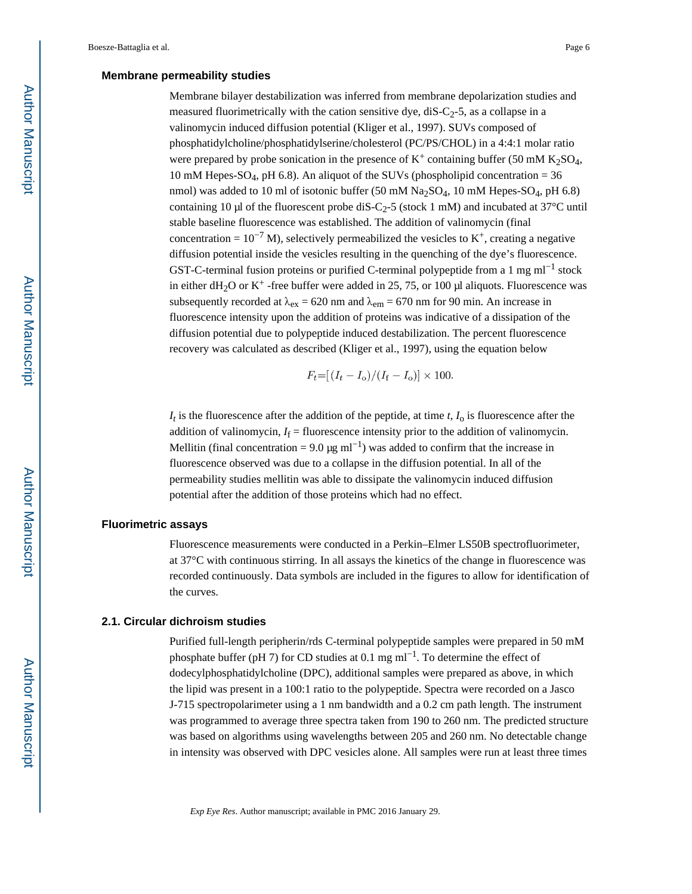### Membrane permeability studies

Membrane bilayer destabilization was inferred from membrane depolarization studies and measured fluorimetrically with the cation sensitive dye, diS-$C_2$-5, as a collapse in a valinomycin induced diffusion potential (Kliger et al., 1997). SUVs composed of phosphatidylcholine/phosphatidylserine/cholesterol (PC/PS/CHOL) in a 4:4:1 molar ratio were prepared by probe sonication in the presence of $K^+$ containing buffer (50 mM $K_2SO_4$, 10 mM Hepes-$SO_4$, pH 6.8). An aliquot of the SUVs (phospholipid concentration = 36 nmol) was added to 10 ml of isotonic buffer (50 mM $Na_2SO_4$, 10 mM Hepes-$SO_4$, pH 6.8) containing 10 μl of the fluorescent probe diS-$C_2$-5 (stock 1 mM) and incubated at 37°C until stable baseline fluorescence was established. The addition of valinomycin (final concentration = $10^{-7}$ M), selectively permeabilized the vesicles to $K^+$, creating a negative diffusion potential inside the vesicles resulting in the quenching of the dye's fluorescence. GST-C-terminal fusion proteins or purified C-terminal polypeptide from a 1 mg $ml^{-1}$ stock in either $dH_2O$ or $K^+$ -free buffer were added in 25, 75, or 100 μl aliquots. Fluorescence was subsequently recorded at $\lambda_{ex}$ = 620 nm and $\lambda_{em}$ = 670 nm for 90 min. An increase in fluorescence intensity upon the addition of proteins was indicative of a dissipation of the diffusion potential due to polypeptide induced destabilization. The percent fluorescence recovery was calculated as described (Kliger et al., 1997), using the equation below

$$F_t = [(I_t - I_o)/(I_f - I_o)] \times 100.$$

$I_t$ is the fluorescence after the addition of the peptide, at time $t$, $I_o$ is fluorescence after the addition of valinomycin, $I_f$ = fluorescence intensity prior to the addition of valinomycin. Mellitin (final concentration = 9.0 μg $ml^{-1}$) was added to confirm that the increase in fluorescence observed was due to a collapse in the diffusion potential. In all of the permeability studies mellitin was able to dissipate the valinomycin induced diffusion potential after the addition of those proteins which had no effect.

### Fluorimetric assays

Fluorescence measurements were conducted in a Perkin–Elmer LS50B spectrofluorimeter, at 37°C with continuous stirring. In all assays the kinetics of the change in fluorescence was recorded continuously. Data symbols are included in the figures to allow for identification of the curves.

### 2.1. Circular dichroism studies

Purified full-length peripherin/rds C-terminal polypeptide samples were prepared in 50 mM phosphate buffer (pH 7) for CD studies at 0.1 mg $ml^{-1}$. To determine the effect of dodecylphosphatidylcholine (DPC), additional samples were prepared as above, in which the lipid was present in a 100:1 ratio to the polypeptide. Spectra were recorded on a Jasco J-715 spectropolarimeter using a 1 nm bandwidth and a 0.2 cm path length. The instrument was programmed to average three spectra taken from 190 to 260 nm. The predicted structure was based on algorithms using wavelengths between 205 and 260 nm. No detectable change in intensity was observed with DPC vesicles alone. All samples were run at least three times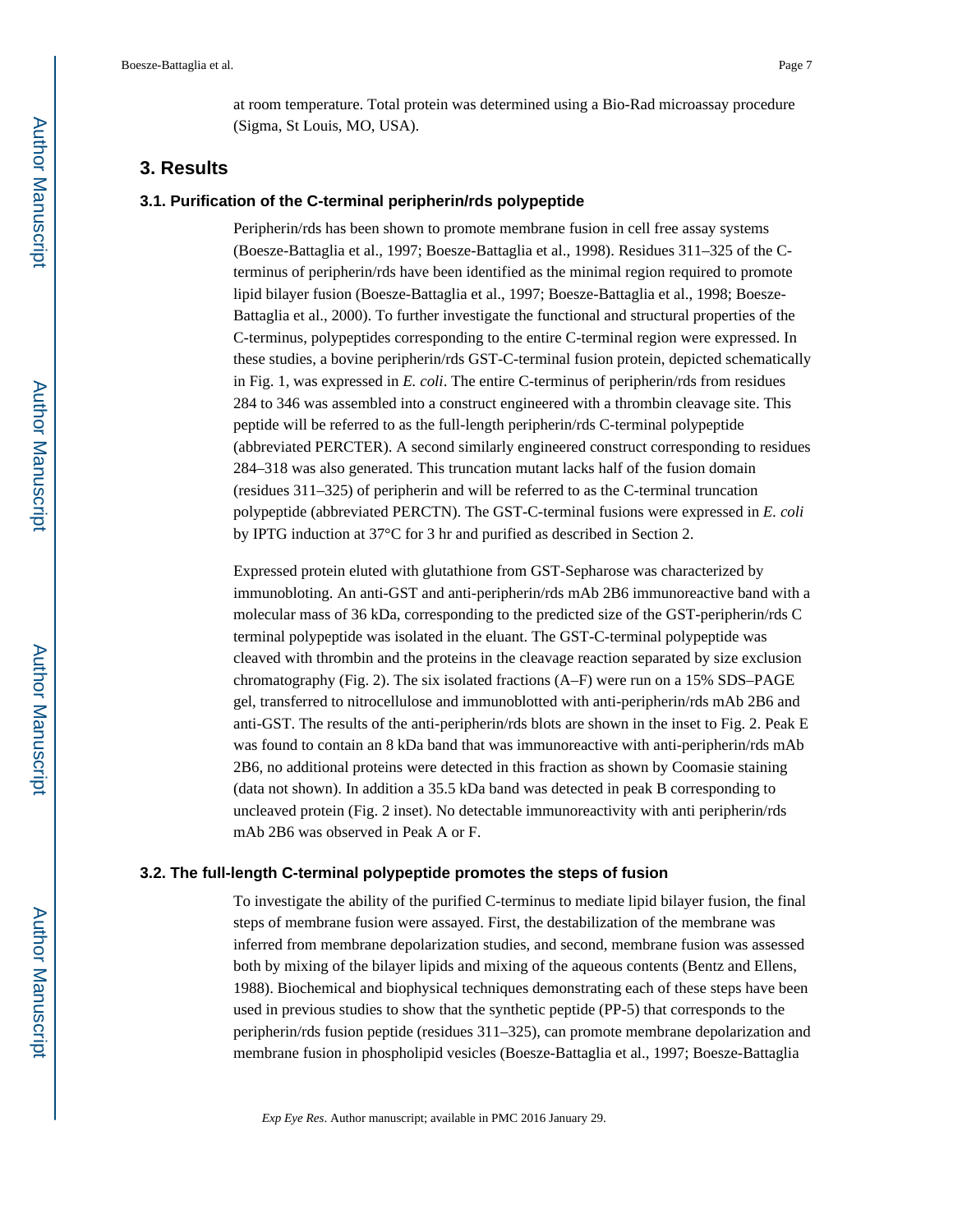at room temperature. Total protein was determined using a Bio-Rad microassay procedure (Sigma, St Louis, MO, USA).

## 3. Results

### 3.1. Purification of the C-terminal peripherin/rds polypeptide

Peripherin/rds has been shown to promote membrane fusion in cell free assay systems (Boesze-Battaglia et al., 1997; Boesze-Battaglia et al., 1998). Residues 311–325 of the C-terminus of peripherin/rds have been identified as the minimal region required to promote lipid bilayer fusion (Boesze-Battaglia et al., 1997; Boesze-Battaglia et al., 1998; Boesze-Battaglia et al., 2000). To further investigate the functional and structural properties of the C-terminus, polypeptides corresponding to the entire C-terminal region were expressed. In these studies, a bovine peripherin/rds GST-C-terminal fusion protein, depicted schematically in Fig. 1, was expressed in *E. coli*. The entire C-terminus of peripherin/rds from residues 284 to 346 was assembled into a construct engineered with a thrombin cleavage site. This peptide will be referred to as the full-length peripherin/rds C-terminal polypeptide (abbreviated PERCTER). A second similarly engineered construct corresponding to residues 284–318 was also generated. This truncation mutant lacks half of the fusion domain (residues 311–325) of peripherin and will be referred to as the C-terminal truncation polypeptide (abbreviated PERCTN). The GST-C-terminal fusions were expressed in *E. coli* by IPTG induction at 37°C for 3 hr and purified as described in Section 2.

Expressed protein eluted with glutathione from GST-Sepharose was characterized by immunobloting. An anti-GST and anti-peripherin/rds mAb 2B6 immunoreactive band with a molecular mass of 36 kDa, corresponding to the predicted size of the GST-peripherin/rds C terminal polypeptide was isolated in the eluant. The GST-C-terminal polypeptide was cleaved with thrombin and the proteins in the cleavage reaction separated by size exclusion chromatography (Fig. 2). The six isolated fractions (A–F) were run on a 15% SDS–PAGE gel, transferred to nitrocellulose and immunoblotted with anti-peripherin/rds mAb 2B6 and anti-GST. The results of the anti-peripherin/rds blots are shown in the inset to Fig. 2. Peak E was found to contain an 8 kDa band that was immunoreactive with anti-peripherin/rds mAb 2B6, no additional proteins were detected in this fraction as shown by Coomasie staining (data not shown). In addition a 35.5 kDa band was detected in peak B corresponding to uncleaved protein (Fig. 2 inset). No detectable immunoreactivity with anti peripherin/rds mAb 2B6 was observed in Peak A or F.

### 3.2. The full-length C-terminal polypeptide promotes the steps of fusion

To investigate the ability of the purified C-terminus to mediate lipid bilayer fusion, the final steps of membrane fusion were assayed. First, the destabilization of the membrane was inferred from membrane depolarization studies, and second, membrane fusion was assessed both by mixing of the bilayer lipids and mixing of the aqueous contents (Bentz and Ellens, 1988). Biochemical and biophysical techniques demonstrating each of these steps have been used in previous studies to show that the synthetic peptide (PP-5) that corresponds to the peripherin/rds fusion peptide (residues 311–325), can promote membrane depolarization and membrane fusion in phospholipid vesicles (Boesze-Battaglia et al., 1997; Boesze-Battaglia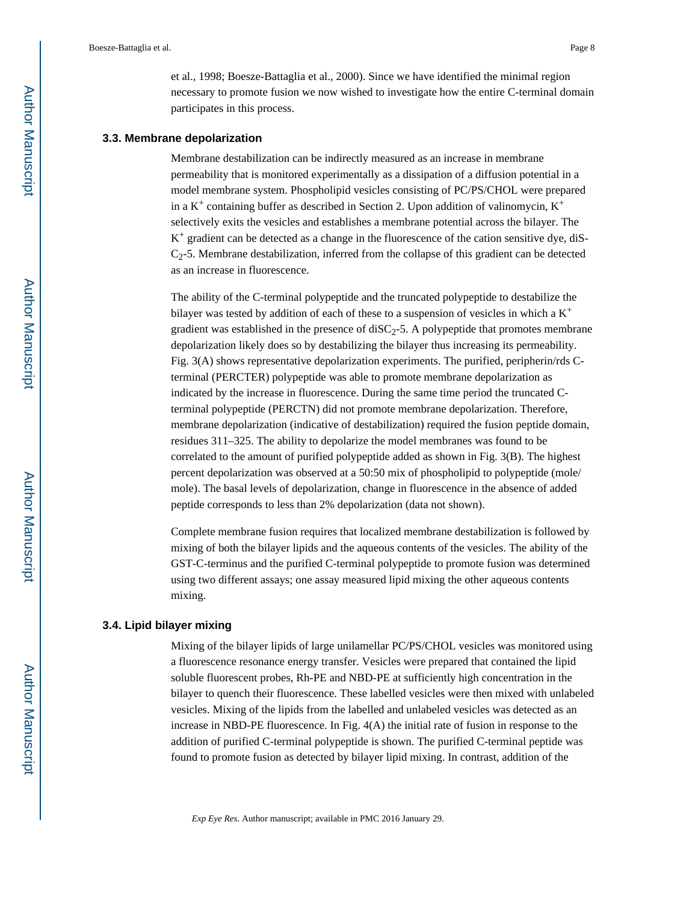et al., 1998; Boesze-Battaglia et al., 2000). Since we have identified the minimal region necessary to promote fusion we now wished to investigate how the entire C-terminal domain participates in this process.

### 3.3. Membrane depolarization

Membrane destabilization can be indirectly measured as an increase in membrane permeability that is monitored experimentally as a dissipation of a diffusion potential in a model membrane system. Phospholipid vesicles consisting of PC/PS/CHOL were prepared in a $K^+$ containing buffer as described in Section 2. Upon addition of valinomycin, $K^+$ selectively exits the vesicles and establishes a membrane potential across the bilayer. The $K^+$ gradient can be detected as a change in the fluorescence of the cation sensitive dye, diS-$C_2$-5. Membrane destabilization, inferred from the collapse of this gradient can be detected as an increase in fluorescence.

The ability of the C-terminal polypeptide and the truncated polypeptide to destabilize the bilayer was tested by addition of each of these to a suspension of vesicles in which a $K^+$ gradient was established in the presence of diS$C_2$-5. A polypeptide that promotes membrane depolarization likely does so by destabilizing the bilayer thus increasing its permeability. Fig. 3(A) shows representative depolarization experiments. The purified, peripherin/rds C-terminal (PERCTER) polypeptide was able to promote membrane depolarization as indicated by the increase in fluorescence. During the same time period the truncated C-terminal polypeptide (PERCTN) did not promote membrane depolarization. Therefore, membrane depolarization (indicative of destabilization) required the fusion peptide domain, residues 311–325. The ability to depolarize the model membranes was found to be correlated to the amount of purified polypeptide added as shown in Fig. 3(B). The highest percent depolarization was observed at a 50:50 mix of phospholipid to polypeptide (mole/mole). The basal levels of depolarization, change in fluorescence in the absence of added peptide corresponds to less than 2% depolarization (data not shown).

Complete membrane fusion requires that localized membrane destabilization is followed by mixing of both the bilayer lipids and the aqueous contents of the vesicles. The ability of the GST-C-terminus and the purified C-terminal polypeptide to promote fusion was determined using two different assays; one assay measured lipid mixing the other aqueous contents mixing.

### 3.4. Lipid bilayer mixing

Mixing of the bilayer lipids of large unilamellar PC/PS/CHOL vesicles was monitored using a fluorescence resonance energy transfer. Vesicles were prepared that contained the lipid soluble fluorescent probes, Rh-PE and NBD-PE at sufficiently high concentration in the bilayer to quench their fluorescence. These labelled vesicles were then mixed with unlabeled vesicles. Mixing of the lipids from the labelled and unlabeled vesicles was detected as an increase in NBD-PE fluorescence. In Fig. 4(A) the initial rate of fusion in response to the addition of purified C-terminal polypeptide is shown. The purified C-terminal peptide was found to promote fusion as detected by bilayer lipid mixing. In contrast, addition of the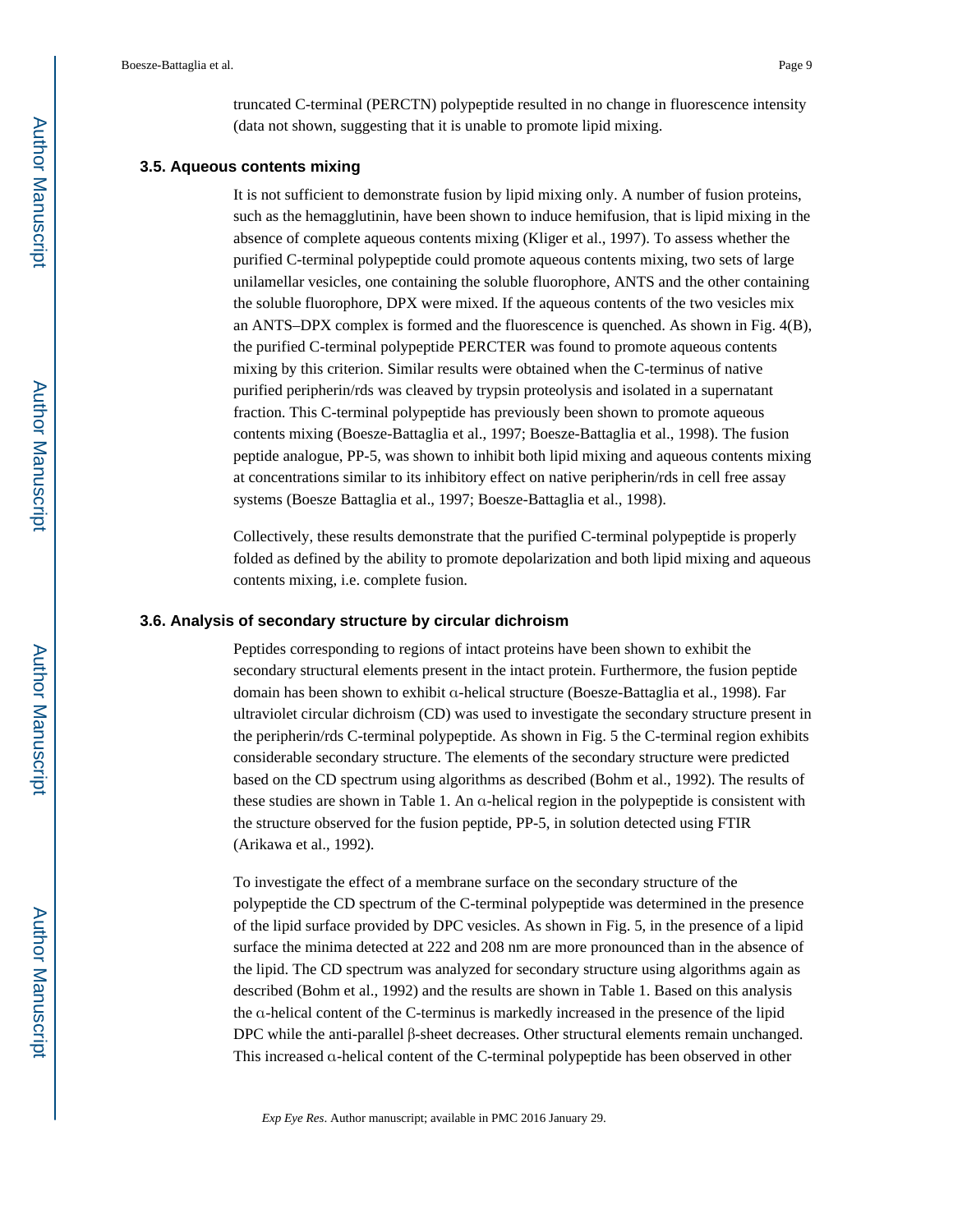truncated C-terminal (PERCTN) polypeptide resulted in no change in fluorescence intensity (data not shown, suggesting that it is unable to promote lipid mixing.

### 3.5. Aqueous contents mixing

It is not sufficient to demonstrate fusion by lipid mixing only. A number of fusion proteins, such as the hemagglutinin, have been shown to induce hemifusion, that is lipid mixing in the absence of complete aqueous contents mixing (Kliger et al., 1997). To assess whether the purified C-terminal polypeptide could promote aqueous contents mixing, two sets of large unilamellar vesicles, one containing the soluble fluorophore, ANTS and the other containing the soluble fluorophore, DPX were mixed. If the aqueous contents of the two vesicles mix an ANTS–DPX complex is formed and the fluorescence is quenched. As shown in Fig. 4(B), the purified C-terminal polypeptide PERCTER was found to promote aqueous contents mixing by this criterion. Similar results were obtained when the C-terminus of native purified peripherin/rds was cleaved by trypsin proteolysis and isolated in a supernatant fraction. This C-terminal polypeptide has previously been shown to promote aqueous contents mixing (Boesze-Battaglia et al., 1997; Boesze-Battaglia et al., 1998). The fusion peptide analogue, PP-5, was shown to inhibit both lipid mixing and aqueous contents mixing at concentrations similar to its inhibitory effect on native peripherin/rds in cell free assay systems (Boesze Battaglia et al., 1997; Boesze-Battaglia et al., 1998).

Collectively, these results demonstrate that the purified C-terminal polypeptide is properly folded as defined by the ability to promote depolarization and both lipid mixing and aqueous contents mixing, i.e. complete fusion.

### 3.6. Analysis of secondary structure by circular dichroism

Peptides corresponding to regions of intact proteins have been shown to exhibit the secondary structural elements present in the intact protein. Furthermore, the fusion peptide domain has been shown to exhibit α-helical structure (Boesze-Battaglia et al., 1998). Far ultraviolet circular dichroism (CD) was used to investigate the secondary structure present in the peripherin/rds C-terminal polypeptide. As shown in Fig. 5 the C-terminal region exhibits considerable secondary structure. The elements of the secondary structure were predicted based on the CD spectrum using algorithms as described (Bohm et al., 1992). The results of these studies are shown in Table 1. An α-helical region in the polypeptide is consistent with the structure observed for the fusion peptide, PP-5, in solution detected using FTIR (Arikawa et al., 1992).

To investigate the effect of a membrane surface on the secondary structure of the polypeptide the CD spectrum of the C-terminal polypeptide was determined in the presence of the lipid surface provided by DPC vesicles. As shown in Fig. 5, in the presence of a lipid surface the minima detected at 222 and 208 nm are more pronounced than in the absence of the lipid. The CD spectrum was analyzed for secondary structure using algorithms again as described (Bohm et al., 1992) and the results are shown in Table 1. Based on this analysis the α-helical content of the C-terminus is markedly increased in the presence of the lipid DPC while the anti-parallel β-sheet decreases. Other structural elements remain unchanged. This increased α-helical content of the C-terminal polypeptide has been observed in other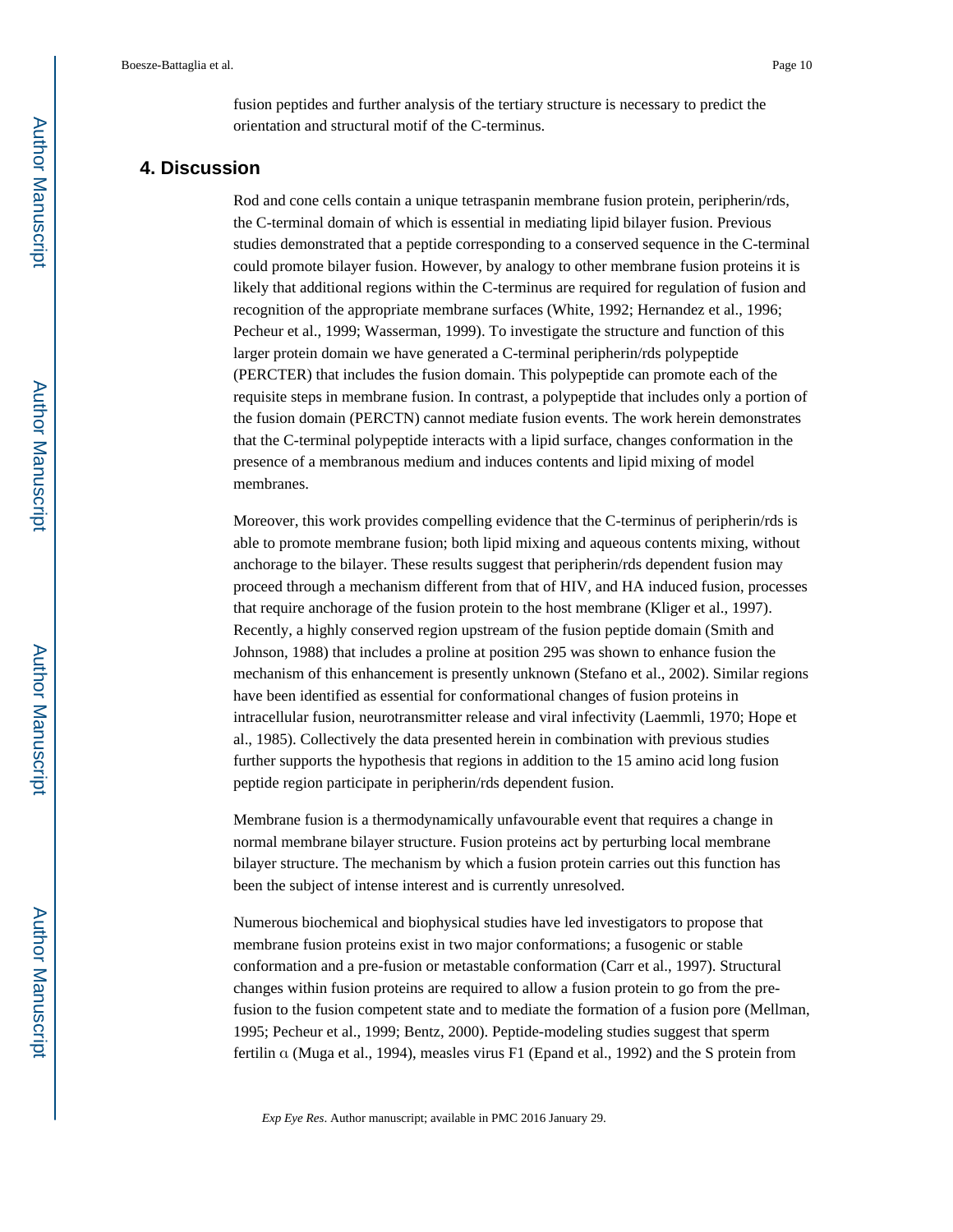fusion peptides and further analysis of the tertiary structure is necessary to predict the orientation and structural motif of the C-terminus.

## 4. Discussion

Rod and cone cells contain a unique tetraspanin membrane fusion protein, peripherin/rds, the C-terminal domain of which is essential in mediating lipid bilayer fusion. Previous studies demonstrated that a peptide corresponding to a conserved sequence in the C-terminal could promote bilayer fusion. However, by analogy to other membrane fusion proteins it is likely that additional regions within the C-terminus are required for regulation of fusion and recognition of the appropriate membrane surfaces (White, 1992; Hernandez et al., 1996; Pecheur et al., 1999; Wasserman, 1999). To investigate the structure and function of this larger protein domain we have generated a C-terminal peripherin/rds polypeptide (PERCTER) that includes the fusion domain. This polypeptide can promote each of the requisite steps in membrane fusion. In contrast, a polypeptide that includes only a portion of the fusion domain (PERCTN) cannot mediate fusion events. The work herein demonstrates that the C-terminal polypeptide interacts with a lipid surface, changes conformation in the presence of a membranous medium and induces contents and lipid mixing of model membranes.

Moreover, this work provides compelling evidence that the C-terminus of peripherin/rds is able to promote membrane fusion; both lipid mixing and aqueous contents mixing, without anchorage to the bilayer. These results suggest that peripherin/rds dependent fusion may proceed through a mechanism different from that of HIV, and HA induced fusion, processes that require anchorage of the fusion protein to the host membrane (Kliger et al., 1997). Recently, a highly conserved region upstream of the fusion peptide domain (Smith and Johnson, 1988) that includes a proline at position 295 was shown to enhance fusion the mechanism of this enhancement is presently unknown (Stefano et al., 2002). Similar regions have been identified as essential for conformational changes of fusion proteins in intracellular fusion, neurotransmitter release and viral infectivity (Laemmli, 1970; Hope et al., 1985). Collectively the data presented herein in combination with previous studies further supports the hypothesis that regions in addition to the 15 amino acid long fusion peptide region participate in peripherin/rds dependent fusion.

Membrane fusion is a thermodynamically unfavourable event that requires a change in normal membrane bilayer structure. Fusion proteins act by perturbing local membrane bilayer structure. The mechanism by which a fusion protein carries out this function has been the subject of intense interest and is currently unresolved.

Numerous biochemical and biophysical studies have led investigators to propose that membrane fusion proteins exist in two major conformations; a fusogenic or stable conformation and a pre-fusion or metastable conformation (Carr et al., 1997). Structural changes within fusion proteins are required to allow a fusion protein to go from the pre-fusion to the fusion competent state and to mediate the formation of a fusion pore (Mellman, 1995; Pecheur et al., 1999; Bentz, 2000). Peptide-modeling studies suggest that sperm fertilin α (Muga et al., 1994), measles virus F1 (Epand et al., 1992) and the S protein from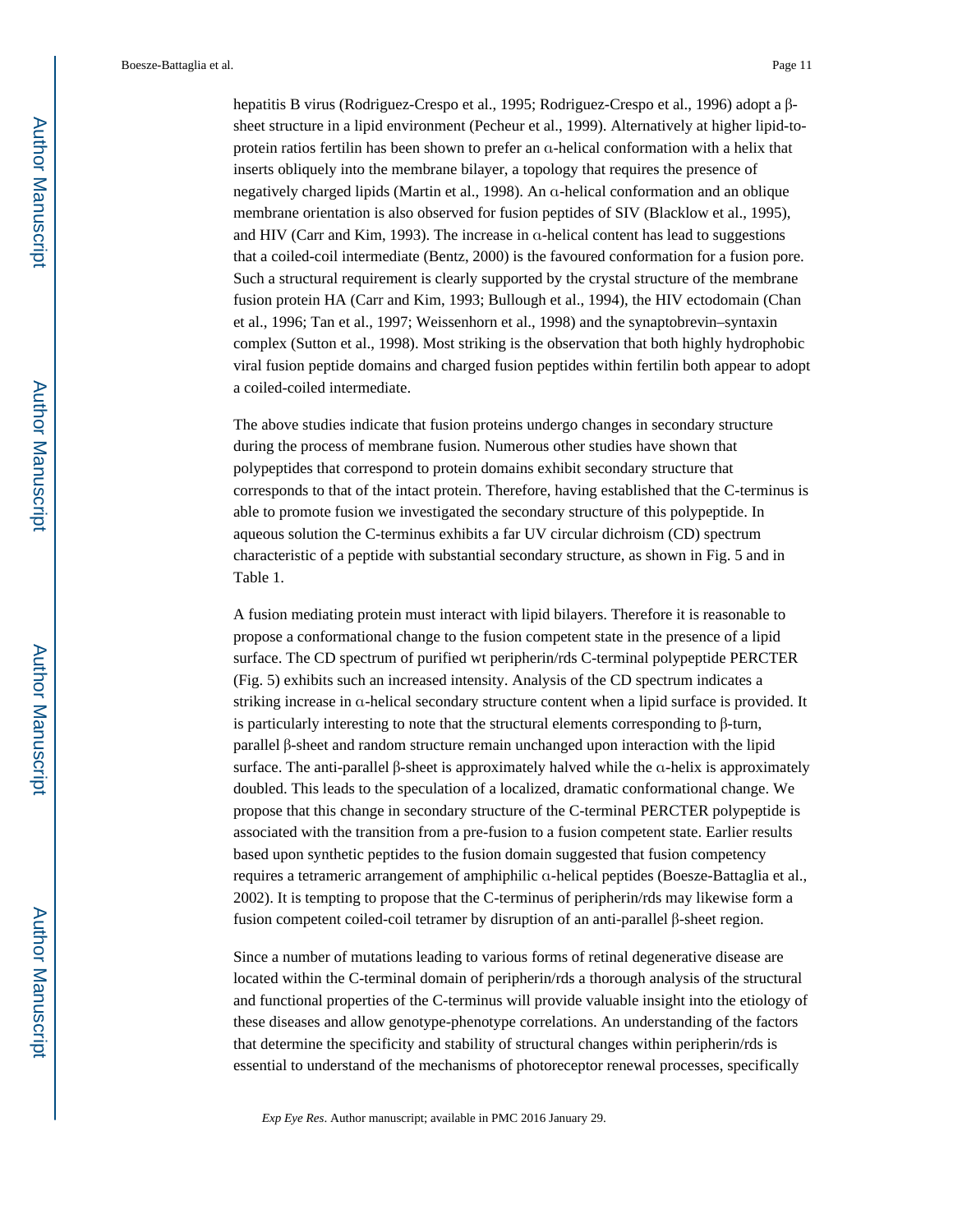hepatitis B virus (Rodriguez-Crespo et al., 1995; Rodriguez-Crespo et al., 1996) adopt a β-sheet structure in a lipid environment (Pecheur et al., 1999). Alternatively at higher lipid-to-protein ratios fertilin has been shown to prefer an α-helical conformation with a helix that inserts obliquely into the membrane bilayer, a topology that requires the presence of negatively charged lipids (Martin et al., 1998). An α-helical conformation and an oblique membrane orientation is also observed for fusion peptides of SIV (Blacklow et al., 1995), and HIV (Carr and Kim, 1993). The increase in α-helical content has lead to suggestions that a coiled-coil intermediate (Bentz, 2000) is the favoured conformation for a fusion pore. Such a structural requirement is clearly supported by the crystal structure of the membrane fusion protein HA (Carr and Kim, 1993; Bullough et al., 1994), the HIV ectodomain (Chan et al., 1996; Tan et al., 1997; Weissenhorn et al., 1998) and the synaptobrevin–syntaxin complex (Sutton et al., 1998). Most striking is the observation that both highly hydrophobic viral fusion peptide domains and charged fusion peptides within fertilin both appear to adopt a coiled-coiled intermediate.

The above studies indicate that fusion proteins undergo changes in secondary structure during the process of membrane fusion. Numerous other studies have shown that polypeptides that correspond to protein domains exhibit secondary structure that corresponds to that of the intact protein. Therefore, having established that the C-terminus is able to promote fusion we investigated the secondary structure of this polypeptide. In aqueous solution the C-terminus exhibits a far UV circular dichroism (CD) spectrum characteristic of a peptide with substantial secondary structure, as shown in Fig. 5 and in Table 1.

A fusion mediating protein must interact with lipid bilayers. Therefore it is reasonable to propose a conformational change to the fusion competent state in the presence of a lipid surface. The CD spectrum of purified wt peripherin/rds C-terminal polypeptide PERCTER (Fig. 5) exhibits such an increased intensity. Analysis of the CD spectrum indicates a striking increase in α-helical secondary structure content when a lipid surface is provided. It is particularly interesting to note that the structural elements corresponding to β-turn, parallel β-sheet and random structure remain unchanged upon interaction with the lipid surface. The anti-parallel β-sheet is approximately halved while the α-helix is approximately doubled. This leads to the speculation of a localized, dramatic conformational change. We propose that this change in secondary structure of the C-terminal PERCTER polypeptide is associated with the transition from a pre-fusion to a fusion competent state. Earlier results based upon synthetic peptides to the fusion domain suggested that fusion competency requires a tetrameric arrangement of amphiphilic α-helical peptides (Boesze-Battaglia et al., 2002). It is tempting to propose that the C-terminus of peripherin/rds may likewise form a fusion competent coiled-coil tetramer by disruption of an anti-parallel β-sheet region.

Since a number of mutations leading to various forms of retinal degenerative disease are located within the C-terminal domain of peripherin/rds a thorough analysis of the structural and functional properties of the C-terminus will provide valuable insight into the etiology of these diseases and allow genotype-phenotype correlations. An understanding of the factors that determine the specificity and stability of structural changes within peripherin/rds is essential to understand of the mechanisms of photoreceptor renewal processes, specifically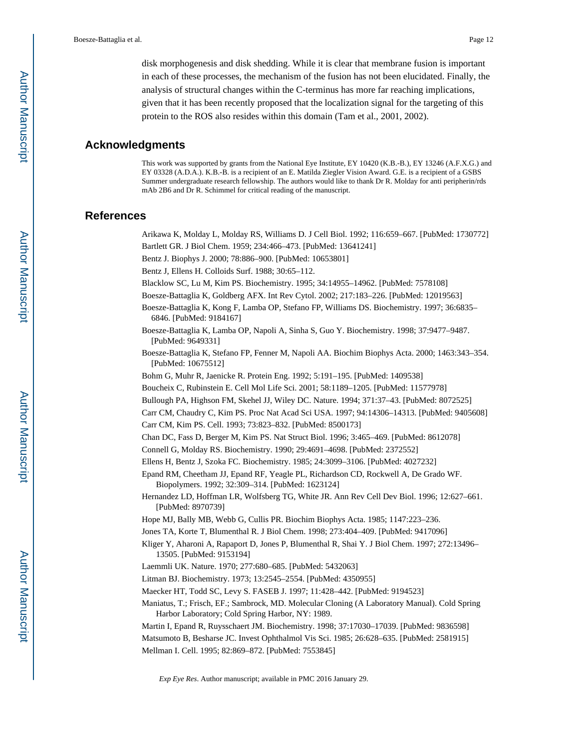disk morphogenesis and disk shedding. While it is clear that membrane fusion is important in each of these processes, the mechanism of the fusion has not been elucidated. Finally, the analysis of structural changes within the C-terminus has more far reaching implications, given that it has been recently proposed that the localization signal for the targeting of this protein to the ROS also resides within this domain (Tam et al., 2001, 2002).

## Acknowledgments

This work was supported by grants from the National Eye Institute, EY 10420 (K.B.-B.), EY 13246 (A.F.X.G.) and EY 03328 (A.D.A.). K.B.-B. is a recipient of an E. Matilda Ziegler Vision Award. G.E. is a recipient of a GSBS Summer undergraduate research fellowship. The authors would like to thank Dr R. Molday for anti peripherin/rds mAb 2B6 and Dr R. Schimmel for critical reading of the manuscript.

## References

Arikawa K, Molday L, Molday RS, Williams D. J Cell Biol. 1992; 116:659–667. [PubMed: 1730772]

Bartlett GR. J Biol Chem. 1959; 234:466–473. [PubMed: 13641241]

Bentz J. Biophys J. 2000; 78:886–900. [PubMed: 10653801]

Bentz J, Ellens H. Colloids Surf. 1988; 30:65–112.

Blacklow SC, Lu M, Kim PS. Biochemistry. 1995; 34:14955–14962. [PubMed: 7578108]

Boesze-Battaglia K, Goldberg AFX. Int Rev Cytol. 2002; 217:183–226. [PubMed: 12019563]

Boesze-Battaglia K, Kong F, Lamba OP, Stefano FP, Williams DS. Biochemistry. 1997; 36:6835–6846. [PubMed: 9184167]

Boesze-Battaglia K, Lamba OP, Napoli A, Sinha S, Guo Y. Biochemistry. 1998; 37:9477–9487. [PubMed: 9649331]

Boesze-Battaglia K, Stefano FP, Fenner M, Napoli AA. Biochim Biophys Acta. 2000; 1463:343–354. [PubMed: 10675512]

Bohm G, Muhr R, Jaenicke R. Protein Eng. 1992; 5:191–195. [PubMed: 1409538]

Boucheix C, Rubinstein E. Cell Mol Life Sci. 2001; 58:1189–1205. [PubMed: 11577978]

Bullough PA, Highson FM, Skehel JJ, Wiley DC. Nature. 1994; 371:37–43. [PubMed: 8072525]

Carr CM, Chaudry C, Kim PS. Proc Nat Acad Sci USA. 1997; 94:14306–14313. [PubMed: 9405608]

Carr CM, Kim PS. Cell. 1993; 73:823–832. [PubMed: 8500173]

Chan DC, Fass D, Berger M, Kim PS. Nat Struct Biol. 1996; 3:465–469. [PubMed: 8612078]

Connell G, Molday RS. Biochemistry. 1990; 29:4691–4698. [PubMed: 2372552]

Ellens H, Bentz J, Szoka FC. Biochemistry. 1985; 24:3099–3106. [PubMed: 4027232]

Epand RM, Cheetham JJ, Epand RF, Yeagle PL, Richardson CD, Rockwell A, De Grado WF. Biopolymers. 1992; 32:309–314. [PubMed: 1623124]

Hernandez LD, Hoffman LR, Wolfsberg TG, White JR. Ann Rev Cell Dev Biol. 1996; 12:627–661. [PubMed: 8970739]

Hope MJ, Bally MB, Webb G, Cullis PR. Biochim Biophys Acta. 1985; 1147:223–236.

Jones TA, Korte T, Blumenthal R. J Biol Chem. 1998; 273:404–409. [PubMed: 9417096]

Kliger Y, Aharoni A, Rapaport D, Jones P, Blumenthal R, Shai Y. J Biol Chem. 1997; 272:13496–13505. [PubMed: 9153194]

Laemmli UK. Nature. 1970; 277:680–685. [PubMed: 5432063]

Litman BJ. Biochemistry. 1973; 13:2545–2554. [PubMed: 4350955]

Maecker HT, Todd SC, Levy S. FASEB J. 1997; 11:428–442. [PubMed: 9194523]

Maniatus, T.; Frisch, EF.; Sambrock, MD. Molecular Cloning (A Laboratory Manual). Cold Spring Harbor Laboratory; Cold Spring Harbor, NY: 1989.

Martin I, Epand R, Ruysschaert JM. Biochemistry. 1998; 37:17030–17039. [PubMed: 9836598]

Matsumoto B, Besharse JC. Invest Ophthalmol Vis Sci. 1985; 26:628–635. [PubMed: 2581915]

Mellman I. Cell. 1995; 82:869–872. [PubMed: 7553845]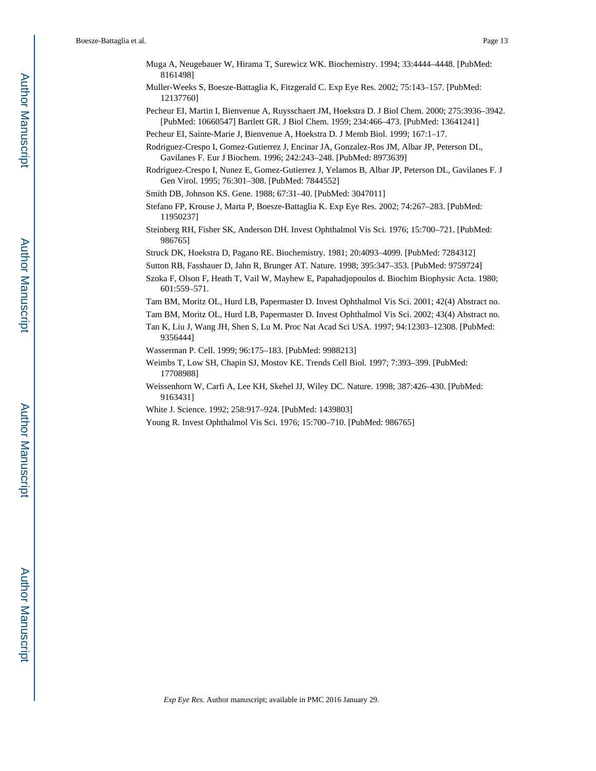Muga A, Neugebauer W, Hirama T, Surewicz WK. Biochemistry. 1994; 33:4444–4448. [PubMed: 8161498]

Muller-Weeks S, Boesze-Battaglia K, Fitzgerald C. Exp Eye Res. 2002; 75:143–157. [PubMed: 12137760]

Pecheur EI, Martin I, Bienvenue A, Ruysschaert JM, Hoekstra D. J Biol Chem. 2000; 275:3936–3942. [PubMed: 10660547] Bartlett GR. J Biol Chem. 1959; 234:466–473. [PubMed: 13641241]

Pecheur EI, Sainte-Marie J, Bienvenue A, Hoekstra D. J Memb Biol. 1999; 167:1–17.

Rodriguez-Crespo I, Gomez-Gutierrez J, Encinar JA, Gonzalez-Ros JM, Albar JP, Peterson DL, Gavilanes F. Eur J Biochem. 1996; 242:243–248. [PubMed: 8973639]

Rodriguez-Crespo I, Nunez E, Gomez-Gutierrez J, Yelamos B, Albar JP, Peterson DL, Gavilanes F. J Gen Virol. 1995; 76:301–308. [PubMed: 7844552]

Smith DB, Johnson KS. Gene. 1988; 67:31–40. [PubMed: 3047011]

Stefano FP, Krouse J, Marta P, Boesze-Battaglia K. Exp Eye Res. 2002; 74:267–283. [PubMed: 11950237]

Steinberg RH, Fisher SK, Anderson DH. Invest Ophthalmol Vis Sci. 1976; 15:700–721. [PubMed: 986765]

Struck DK, Hoekstra D, Pagano RE. Biochemistry. 1981; 20:4093–4099. [PubMed: 7284312]

Sutton RB, Fasshauer D, Jahn R, Brunger AT. Nature. 1998; 395:347–353. [PubMed: 9759724]

Szoka F, Olson F, Heath T, Vail W, Mayhew E, Papahadjopoulos d. Biochim Biophysic Acta. 1980; 601:559–571.

Tam BM, Moritz OL, Hurd LB, Papermaster D. Invest Ophthalmol Vis Sci. 2001; 42(4) Abstract no.

Tam BM, Moritz OL, Hurd LB, Papermaster D. Invest Ophthalmol Vis Sci. 2002; 43(4) Abstract no.

Tan K, Liu J, Wang JH, Shen S, Lu M. Proc Nat Acad Sci USA. 1997; 94:12303–12308. [PubMed: 9356444]

Wasserman P. Cell. 1999; 96:175–183. [PubMed: 9988213]

Weimbs T, Low SH, Chapin SJ, Mostov KE. Trends Cell Biol. 1997; 7:393–399. [PubMed: 17708988]

Weissenhorn W, Carfi A, Lee KH, Skehel JJ, Wiley DC. Nature. 1998; 387:426–430. [PubMed: 9163431]

White J. Science. 1992; 258:917–924. [PubMed: 1439803]

Young R. Invest Ophthalmol Vis Sci. 1976; 15:700–710. [PubMed: 986765]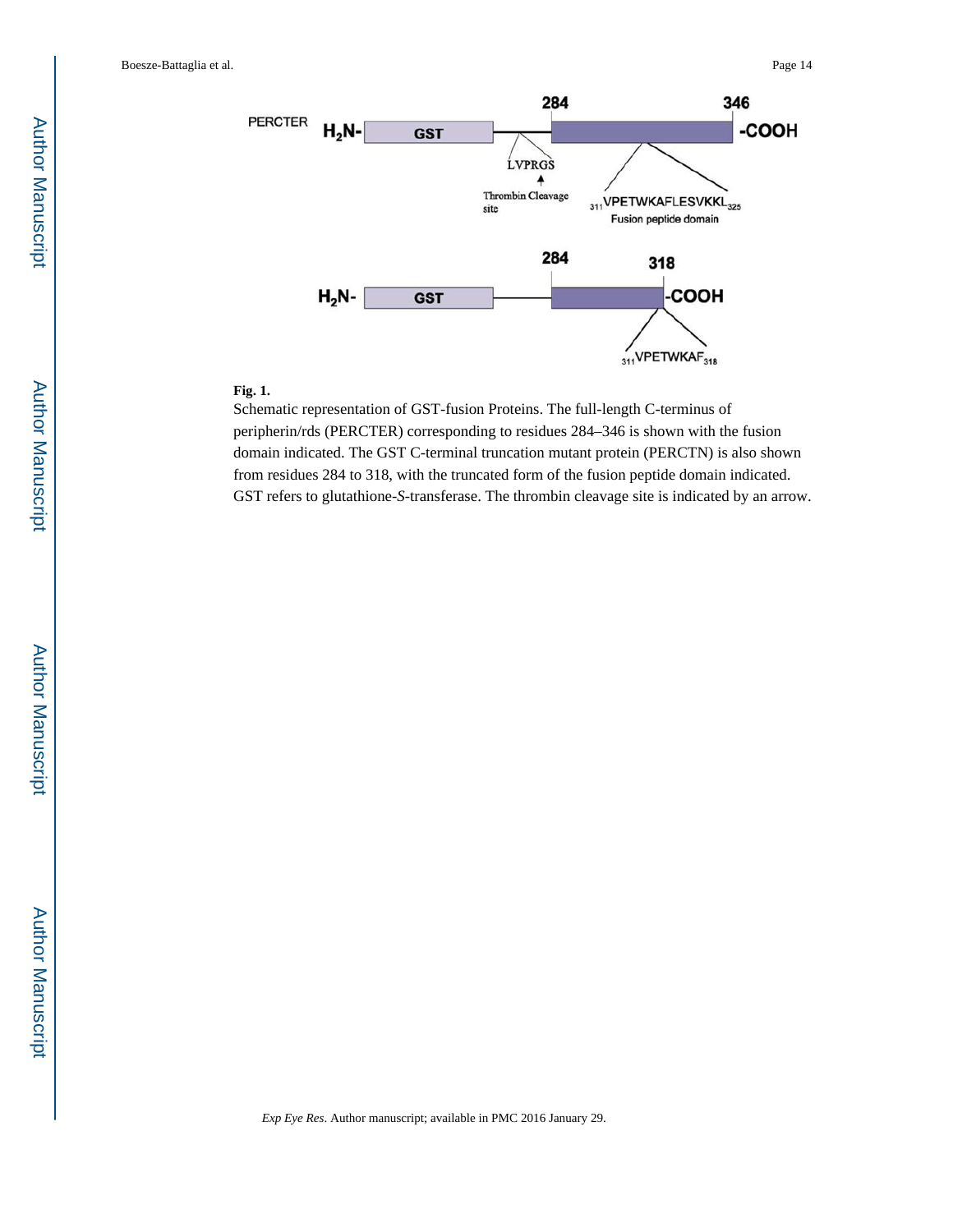**Fig. 1.**

Schematic representation of GST-fusion Proteins. The full-length C-terminus of peripherin/rds (PERCTER) corresponding to residues 284–346 is shown with the fusion domain indicated. The GST C-terminal truncation mutant protein (PERCTN) is also shown from residues 284 to 318, with the truncated form of the fusion peptide domain indicated. GST refers to glutathione-*S*-transferase. The thrombin cleavage site is indicated by an arrow.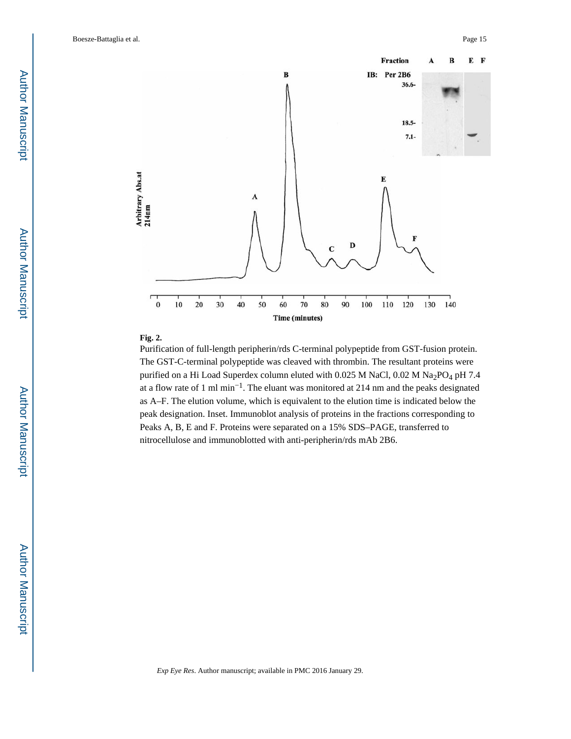**Fig. 2.**

Purification of full-length peripherin/rds C-terminal polypeptide from GST-fusion protein. The GST-C-terminal polypeptide was cleaved with thrombin. The resultant proteins were purified on a Hi Load Superdex column eluted with 0.025 M NaCl, 0.02 M $Na_2PO_4$ pH 7.4 at a flow rate of 1 ml $min^{-1}$. The eluant was monitored at 214 nm and the peaks designated as A–F. The elution volume, which is equivalent to the elution time is indicated below the peak designation. Inset. Immunoblot analysis of proteins in the fractions corresponding to Peaks A, B, E and F. Proteins were separated on a 15% SDS–PAGE, transferred to nitrocellulose and immunoblotted with anti-peripherin/rds mAb 2B6.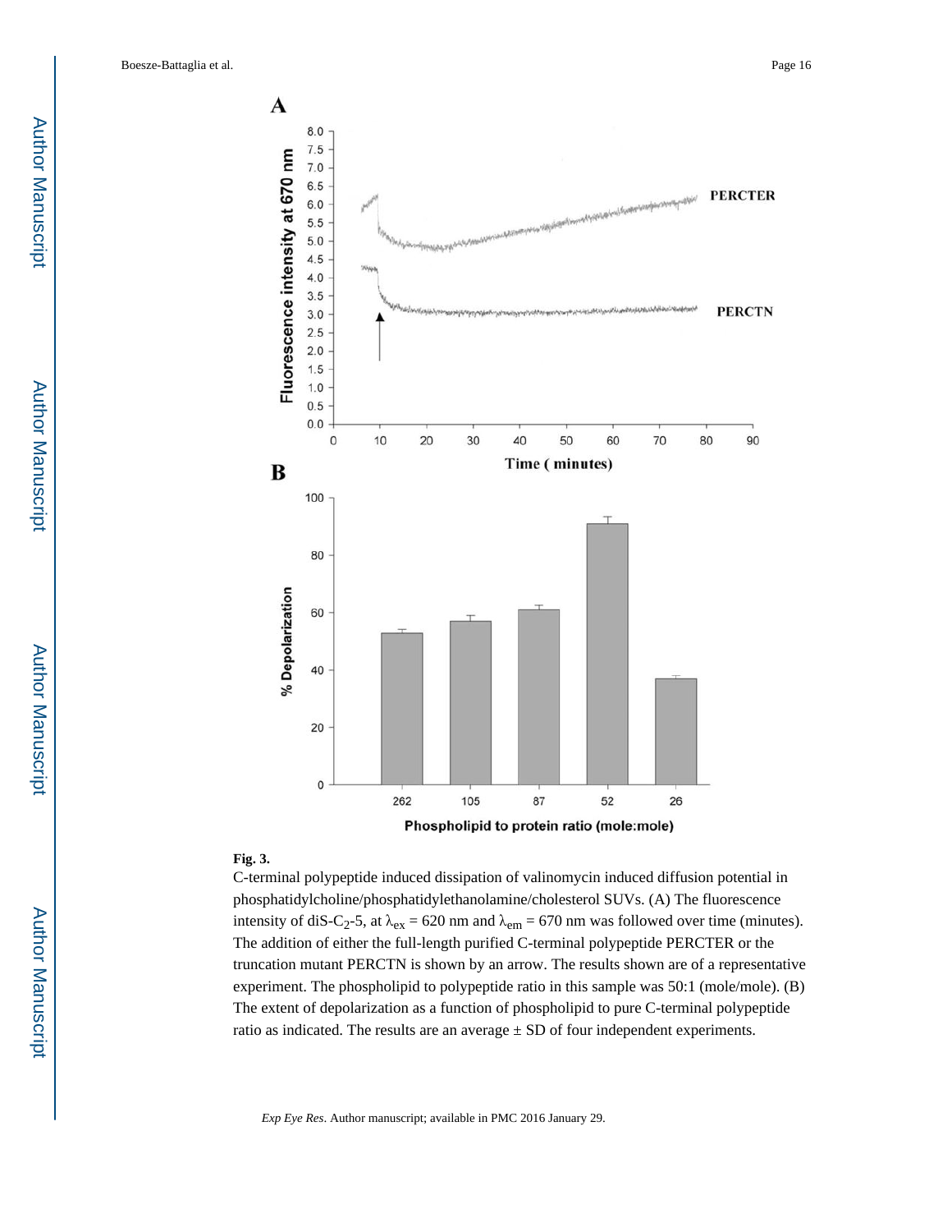**Fig. 3.**

C-terminal polypeptide induced dissipation of valinomycin induced diffusion potential in phosphatidylcholine/phosphatidylethanolamine/cholesterol SUVs. (A) The fluorescence intensity of diS-$C_2$-5, at $\lambda_{ex}$ = 620 nm and $\lambda_{em}$ = 670 nm was followed over time (minutes). The addition of either the full-length purified C-terminal polypeptide PERCTER or the truncation mutant PERCTN is shown by an arrow. The results shown are of a representative experiment. The phospholipid to polypeptide ratio in this sample was 50:1 (mole/mole). (B) The extent of depolarization as a function of phospholipid to pure C-terminal polypeptide ratio as indicated. The results are an average ± SD of four independent experiments.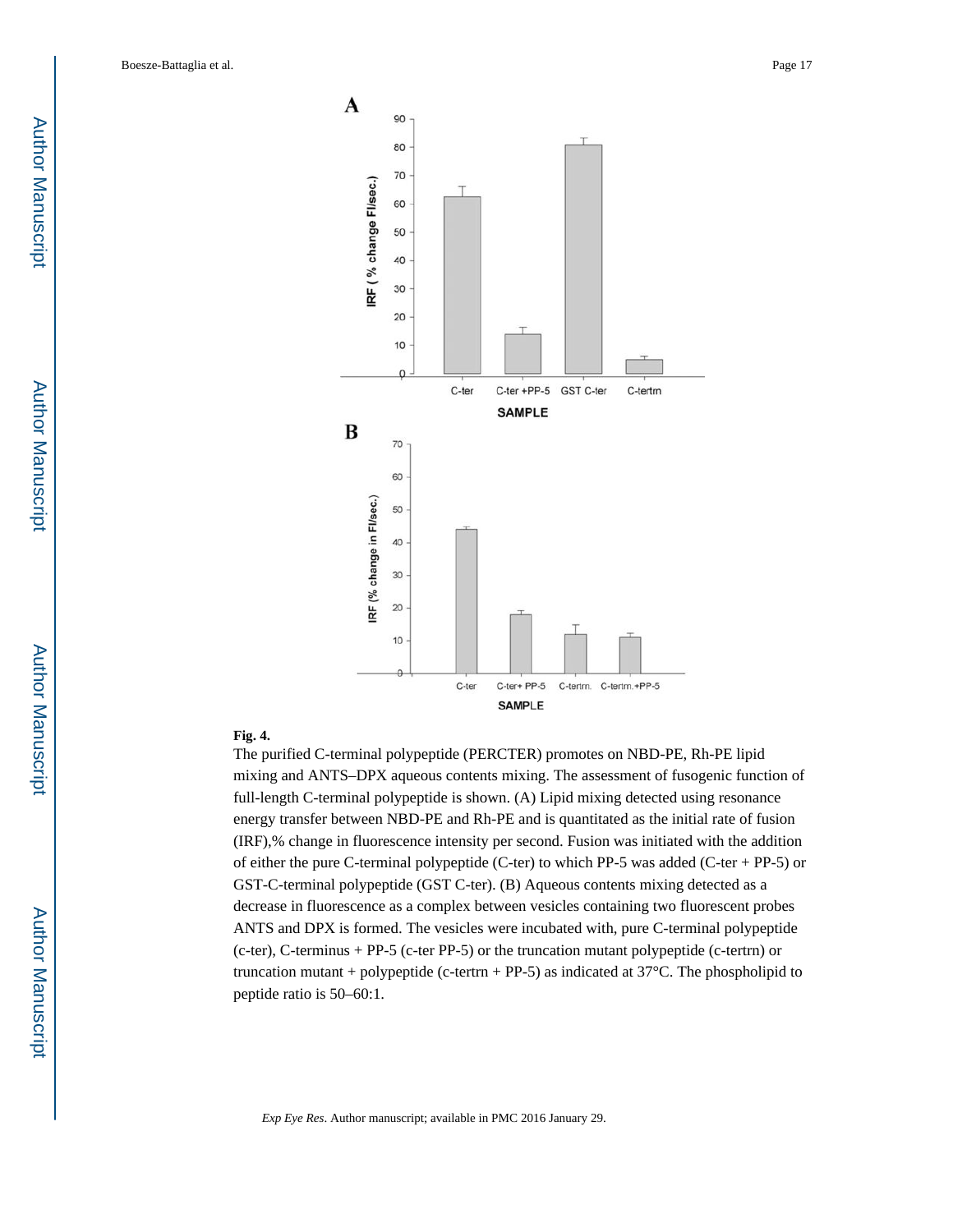**Fig. 4.**

The purified C-terminal polypeptide (PERCTER) promotes on NBD-PE, Rh-PE lipid mixing and ANTS–DPX aqueous contents mixing. The assessment of fusogenic function of full-length C-terminal polypeptide is shown. (A) Lipid mixing detected using resonance energy transfer between NBD-PE and Rh-PE and is quantitated as the initial rate of fusion (IRF),% change in fluorescence intensity per second. Fusion was initiated with the addition of either the pure C-terminal polypeptide (C-ter) to which PP-5 was added (C-ter + PP-5) or GST-C-terminal polypeptide (GST C-ter). (B) Aqueous contents mixing detected as a decrease in fluorescence as a complex between vesicles containing two fluorescent probes ANTS and DPX is formed. The vesicles were incubated with, pure C-terminal polypeptide (c-ter), C-terminus + PP-5 (c-ter PP-5) or the truncation mutant polypeptide (c-tertrn) or truncation mutant + polypeptide (c-tertrn + PP-5) as indicated at 37°C. The phospholipid to peptide ratio is 50–60:1.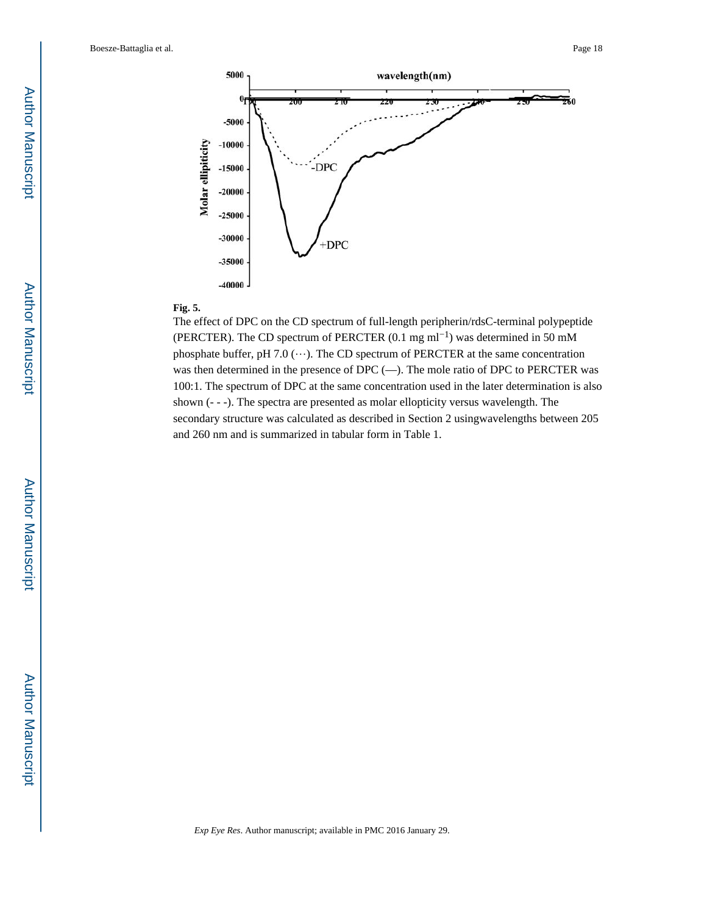**Fig. 5.**

The effect of DPC on the CD spectrum of full-length peripherin/rdsC-terminal polypeptide (PERCTER). The CD spectrum of PERCTER (0.1 mg $ml^{-1}$) was determined in 50 mM phosphate buffer, pH 7.0 (···). The CD spectrum of PERCTER at the same concentration was then determined in the presence of DPC (—). The mole ratio of DPC to PERCTER was 100:1. The spectrum of DPC at the same concentration used in the later determination is also shown (- - -). The spectra are presented as molar ellopticity versus wavelength. The secondary structure was calculated as described in Section 2 usingwavelengths between 205 and 260 nm and is summarized in tabular form in Table 1.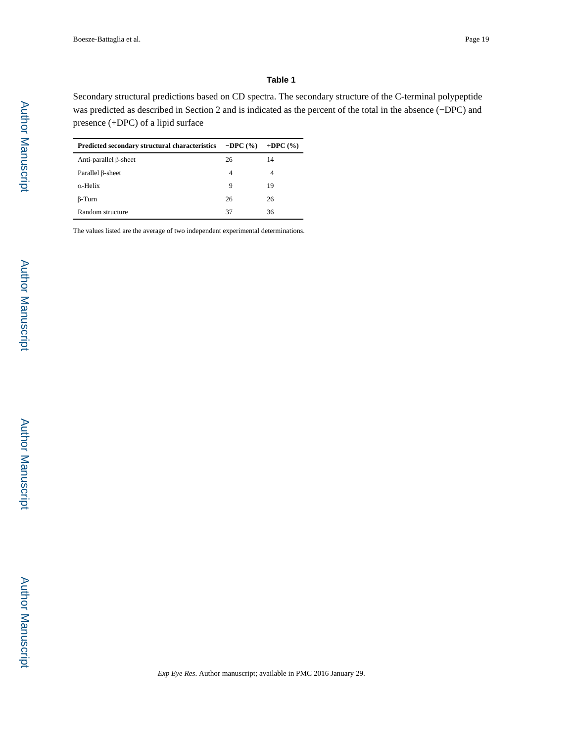### Table 1

Secondary structural predictions based on CD spectra. The secondary structure of the C-terminal polypeptide was predicted as described in Section 2 and is indicated as the percent of the total in the absence (−DPC) and presence (+DPC) of a lipid surface

| Predicted secondary structural characteristics | −DPC (%) | +DPC (%) |
|---|---|---|
| Anti-parallel β-sheet | 26 | 14 |
| Parallel β-sheet | 4 | 4 |
| α-Helix | 9 | 19 |
| β-Turn | 26 | 26 |
| Random structure | 37 | 36 |

The values listed are the average of two independent experimental determinations.